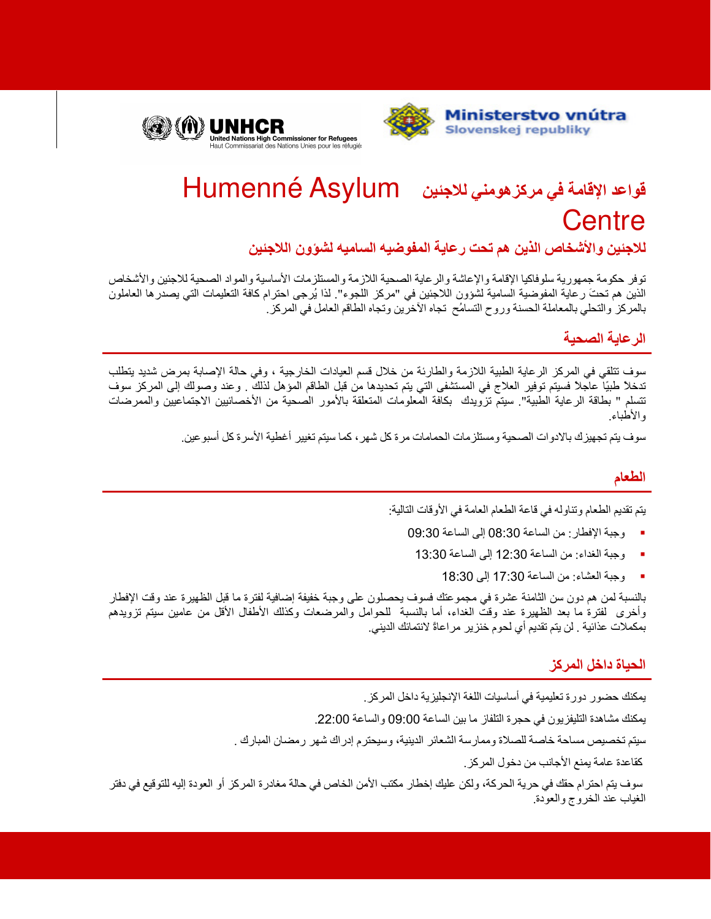UNHCR United Nations High Commissioner for Refugees
Haut Commissariat des Nations Unies pour les réfugiés

Ministerstvo vnútra Slovenskej republiky

# قواعد الإقامة في مركز هومني للاجئين Humenné Asylum Centre

## للاجئين والأشخاص الذين هم تحت رعاية المفوضيه الساميه لشؤون اللاجئين

توفر حكومة جمهورية سلوفاكيا الإقامة والإعاشة والرعاية الصحية اللازمة والمستلزمات الأساسية والمواد الصحية للاجئين والأشخاص الذين هم تحتَ رعاية المفوضية السامية لشؤون اللاجئين في "مركز اللجوء". لذا يُرجى احترام كافة التعليمات التي يصدرها العاملون بالمركز والتحلي بالمعاملة الحسنة وروح التسامُح تجاه الآخرين وتجاه الطاقم العامل في المركز.

## الرعاية الصحية

سوف تتلقي في المركز الرعاية الطبية اللازمة والطارئة من خلال قسم العيادات الخارجية ، وفي حالة الإصابة بمرض شديد يتطلب تدخلاً طبيًا عاجلاً فسيتم توفير العلاج في المستشفى التي يتم تحديدها من قبل الطاقم المؤهل لذلك . وعند وصولك إلى المركز سوف تتسلم " بطاقة الرعاية الطبية". سيتم تزويدك بكافة المعلومات المتعلقة بالأمور الصحية من الأخصائيين الاجتماعيين والممرضات والأطباء.

سوف يتم تجهيزك بالادوات الصحية ومستلزمات الحمامات مرة كل شهر، كما سيتم تغيير أغطية الأسرة كل أسبوعين.

## الطعام

يتم تقديم الطعام وتناوله في قاعة الطعام العامة في الأوقات التالية:

- وجبة الإفطار: من الساعة 08:30 إلى الساعة 09:30
- وجبة الغداء: من الساعة 12:30 إلى الساعة 13:30
- وجبة العشاء: من الساعة 17:30 إلى 18:30

بالنسبة لمن هم دون سن الثامنة عشرة في مجموعتك فسوف يحصلون على وجبة خفيفة إضافية لفترة ما قبل الظهيرة عند وقت الإفطار وأخرى لفترة ما بعد الظهيرة عند وقت الغداء، أما بالنسبة للحوامل والمرضعات وكذلك الأطفال الأقل من عامين سيتم تزويدهم بمكملات عذائية . لن يتم تقديم أي لحوم خنزير مراعاةً لانتمائك الديني.

## الحياة داخل المركز

يمكنك حضور دورة تعليمية في أساسيات اللغة الإنجليزية داخل المركز.

يمكنك مشاهدة التليفزيون في حجرة التلفاز ما بين الساعة 09:00 والساعة 22:00.

سيتم تخصيص مساحة خاصة للصلاة وممارسة الشعائر الدينية، وسيحترم إدراك شهر رمضان المبارك .

كقاعدة عامة يمنع الأجانب من دخول المركز.

سوف يتم احترام حقك في حرية الحركة، ولكن عليك إخطار مكتب الأمن الخاص في حالة مغادرة المركز أو العودة إليه للتوقيع في دفتر الغياب عند الخروج والعودة.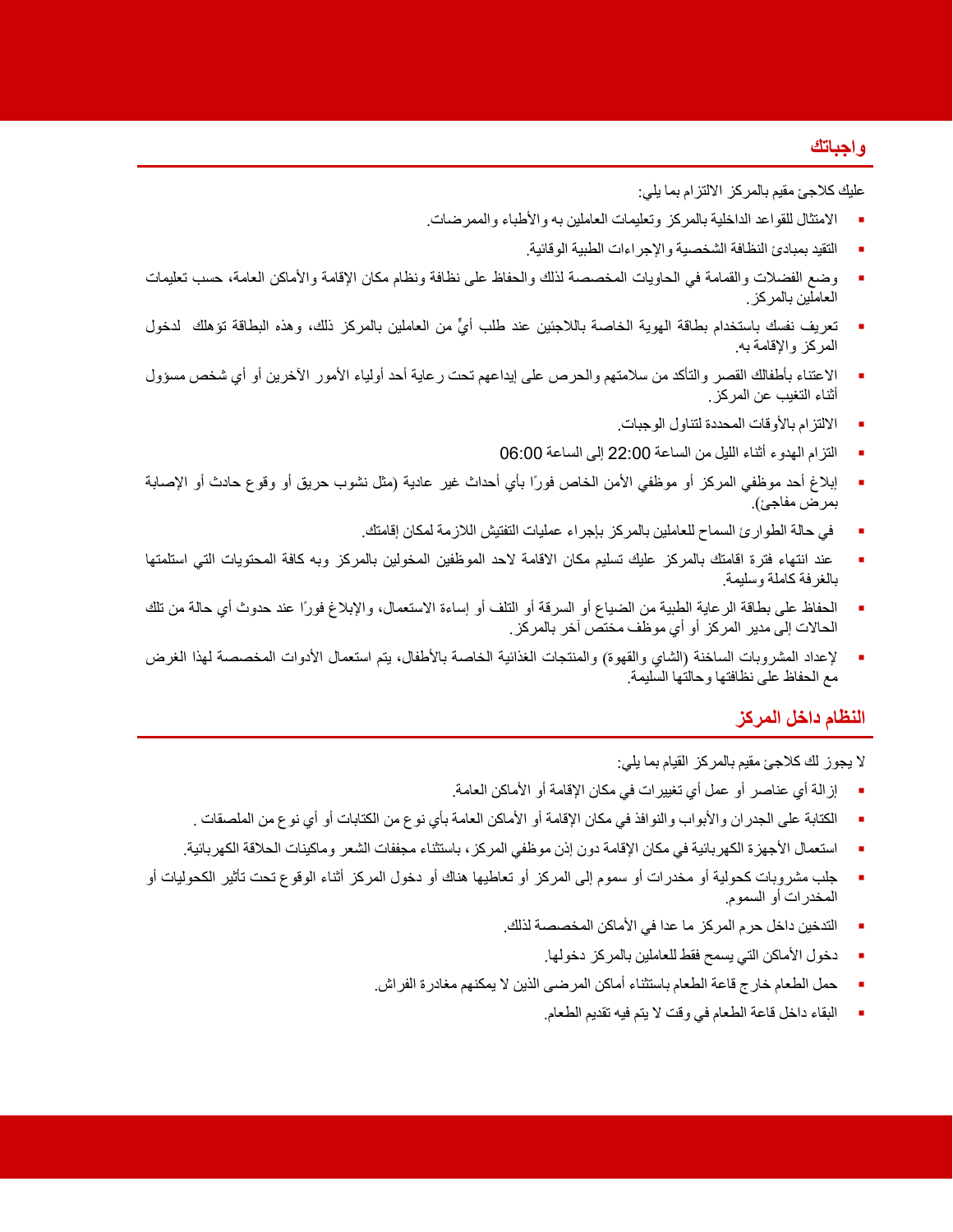## واجباتك

عليك كلاجئ مقيم بالمركز الالتزام بما يلي:

- الامتثال للقواعد الداخلية بالمركز وتعليمات العاملين به والأطباء والممرضات.
- التقيد بمبادئ النظافة الشخصية والإجراءات الطبية الوقائية.
- وضع الفضلات والقمامة في الحاويات المخصصة لذلك والحفاظ على نظافة ونظام مكان الإقامة والأماكن العامة، حسب تعليمات العاملين بالمركز.
- تعريف نفسك باستخدام بطاقة الهوية الخاصة باللاجئين عند طلب أيٍّ من العاملين بالمركز ذلك، وهذه البطاقة تؤهلك لدخول المركز والإقامة به.
- الاعتناء بأطفالك القصر والتأكد من سلامتهم والحرص على إيداعهم تحت رعاية أحد أولياء الأمور الآخرين أو أي شخص مسؤول أثناء التغيب عن المركز.
- الالتزام بالأوقات المحددة لتناول الوجبات.
- التزام الهدوء أثناء الليل من الساعة 22:00 إلى الساعة 06:00
- إبلاغ أحد موظفي المركز أو موظفي الأمن الخاص فورًا بأي أحداث غير عادية (مثل نشوب حريق أو وقوع حادث أو الإصابة بمرض مفاجئ).
- في حالة الطوارئ السماح للعاملين بالمركز بإجراء عمليات التفتيش اللازمة لمكان إقامتك.
- عند انتهاء فترة اقامتك بالمركز عليك تسليم مكان الاقامة لاحد الموظفين المخولين بالمركز وبه كافة المحتويات التي استلمتها بالغرفة كاملة وسليمة.
- الحفاظ على بطاقة الرعاية الطبية من الضياع أو السرقة أو التلف أو إساءة الاستعمال، والإبلاغ فورًا عند حدوث أي حالة من تلك الحالات إلى مدير المركز أو أي موظف مختص آخر بالمركز.
- لإعداد المشروبات الساخنة (الشاي والقهوة) والمنتجات الغذائية الخاصة بالأطفال، يتم استعمال الأدوات المخصصة لهذا الغرض مع الحفاظ على نظافتها وحالتها السليمة.

## النظام داخل المركز

لا يجوز لك كلاجئ مقيم بالمركز القيام بما يلي:

- إزالة أي عناصر أو عمل أي تغييرات في مكان الإقامة أو الأماكن العامة.
- الكتابة على الجدران والأبواب والنوافذ في مكان الإقامة أو الأماكن العامة بأي نوع من الكتابات أو أي نوع من الملصقات .
- استعمال الأجهزة الكهربائية في مكان الإقامة دون إذن موظفي المركز، باستثناء مجففات الشعر وماكينات الحلاقة الكهربائية.
- جلب مشروبات كحولية أو مخدرات أو سموم إلى المركز أو تعاطيها هناك أو دخول المركز أثناء الوقوع تحت تأثير الكحوليات أو المخدرات أو السموم.
- التدخين داخل حرم المركز ما عدا في الأماكن المخصصة لذلك.
- دخول الأماكن التي يسمح فقط للعاملين بالمركز دخولها.
- حمل الطعام خارج قاعة الطعام باستثناء أماكن المرضى الذين لا يمكنهم مغادرة الفراش.
- البقاء داخل قاعة الطعام في وقت لا يتم فيه تقديم الطعام.